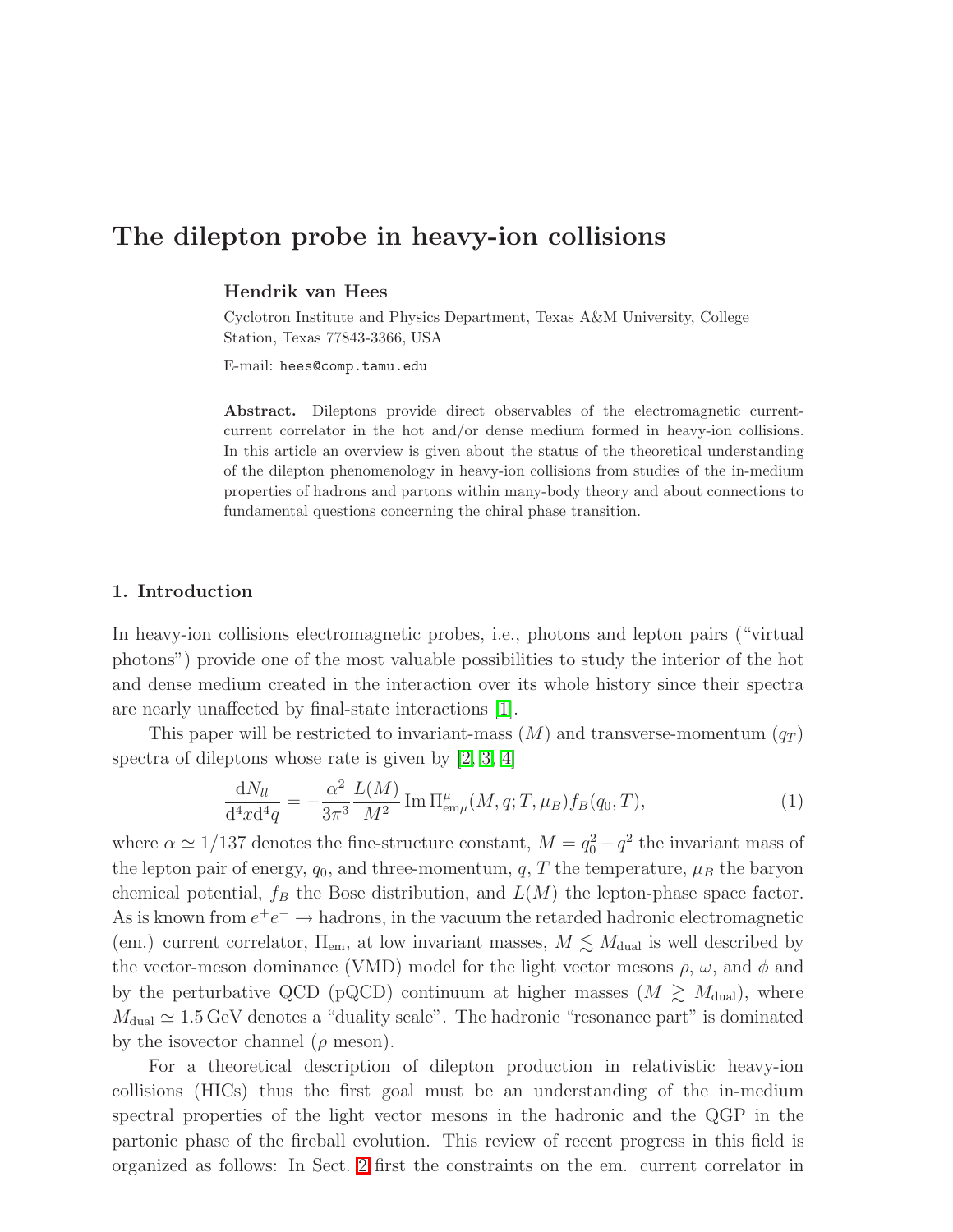# The dilepton probe in heavy-ion collisions

**Hendrik van Hees**

Cyclotron Institute and Physics Department, Texas A&M University, College Station, Texas 77843-3366, USA

E-mail: hees@comp.tamu.edu

**Abstract.** Dileptons provide direct observables of the electromagnetic current-current correlator in the hot and/or dense medium formed in heavy-ion collisions. In this article an overview is given about the status of the theoretical understanding of the dilepton phenomenology in heavy-ion collisions from studies of the in-medium properties of hadrons and partons within many-body theory and about connections to fundamental questions concerning the chiral phase transition.

## 1. Introduction

In heavy-ion collisions electromagnetic probes, i.e., photons and lepton pairs ("virtual photons") provide one of the most valuable possibilities to study the interior of the hot and dense medium created in the interaction over its whole history since their spectra are nearly unaffected by final-state interactions [1].

This paper will be restricted to invariant-mass ($M$) and transverse-momentum ($q_T$) spectra of dileptons whose rate is given by [2, 3, 4]

$$\frac{\mathrm{d}N_{ll}}{\mathrm{d}^4x\mathrm{d}^4q} = -\frac{\alpha^2}{3\pi^3}\frac{L(M)}{M^2}\,\mathrm{Im}\,\Pi^{\mu}_{\mathrm{em}\mu}(M,q;T,\mu_B) f_B(q_0,T), \tag{1}$$

where $\alpha \simeq 1/137$ denotes the fine-structure constant, $M = q_0^2 - q^2$ the invariant mass of the lepton pair of energy, $q_0$, and three-momentum, $q$, $T$ the temperature, $\mu_B$ the baryon chemical potential, $f_B$ the Bose distribution, and $L(M)$ the lepton-phase space factor. As is known from $e^+e^- \rightarrow$ hadrons, in the vacuum the retarded hadronic electromagnetic (em.) current correlator, $\Pi_{\mathrm{em}}$, at low invariant masses, $M \lesssim M_{\mathrm{dual}}$ is well described by the vector-meson dominance (VMD) model for the light vector mesons $\rho$, $\omega$, and $\phi$ and by the perturbative QCD (pQCD) continuum at higher masses ($M \gtrsim M_{\mathrm{dual}}$), where $M_{\mathrm{dual}} \simeq 1.5\,\mathrm{GeV}$ denotes a "duality scale". The hadronic "resonance part" is dominated by the isovector channel ($\rho$ meson).

For a theoretical description of dilepton production in relativistic heavy-ion collisions (HICs) thus the first goal must be an understanding of the in-medium spectral properties of the light vector mesons in the hadronic and the QGP in the partonic phase of the fireball evolution. This review of recent progress in this field is organized as follows: In Sect. 2 first the constraints on the em. current correlator in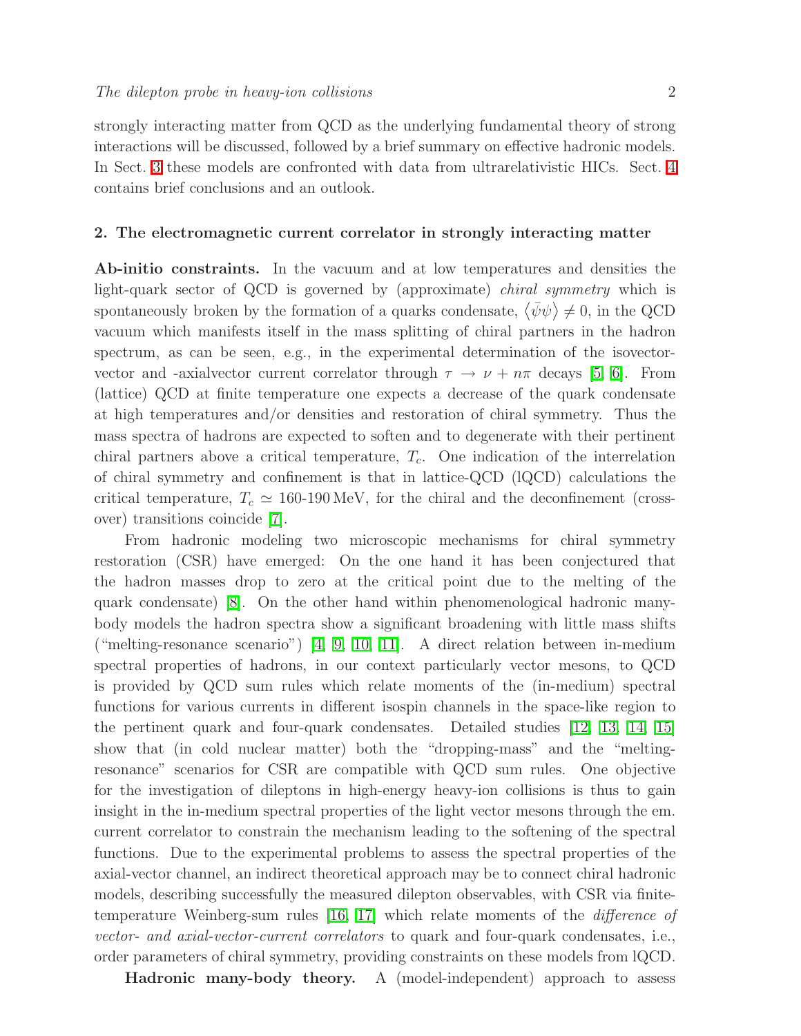strongly interacting matter from QCD as the underlying fundamental theory of strong interactions will be discussed, followed by a brief summary on effective hadronic models. In Sect. 3 these models are confronted with data from ultrarelativistic HICs. Sect. 4 contains brief conclusions and an outlook.

## 2. The electromagnetic current correlator in strongly interacting matter

**Ab-initio constraints.** In the vacuum and at low temperatures and densities the light-quark sector of QCD is governed by (approximate) *chiral symmetry* which is spontaneously broken by the formation of a quarks condensate, $\langle \bar{\psi}\psi \rangle \neq 0$, in the QCD vacuum which manifests itself in the mass splitting of chiral partners in the hadron spectrum, as can be seen, e.g., in the experimental determination of the isovector-vector and -axialvector current correlator through $\tau \rightarrow \nu + n\pi$ decays [5, 6]. From (lattice) QCD at finite temperature one expects a decrease of the quark condensate at high temperatures and/or densities and restoration of chiral symmetry. Thus the mass spectra of hadrons are expected to soften and to degenerate with their pertinent chiral partners above a critical temperature, $T_c$. One indication of the interrelation of chiral symmetry and confinement is that in lattice-QCD (lQCD) calculations the critical temperature, $T_c \simeq$ 160-190 MeV, for the chiral and the deconfinement (cross-over) transitions coincide [7].

From hadronic modeling two microscopic mechanisms for chiral symmetry restoration (CSR) have emerged: On the one hand it has been conjectured that the hadron masses drop to zero at the critical point due to the melting of the quark condensate) [8]. On the other hand within phenomenological hadronic many-body models the hadron spectra show a significant broadening with little mass shifts ("melting-resonance scenario") [4, 9, 10, 11]. A direct relation between in-medium spectral properties of hadrons, in our context particularly vector mesons, to QCD is provided by QCD sum rules which relate moments of the (in-medium) spectral functions for various currents in different isospin channels in the space-like region to the pertinent quark and four-quark condensates. Detailed studies [12, 13, 14, 15] show that (in cold nuclear matter) both the "dropping-mass" and the "melting-resonance" scenarios for CSR are compatible with QCD sum rules. One objective for the investigation of dileptons in high-energy heavy-ion collisions is thus to gain insight in the in-medium spectral properties of the light vector mesons through the em. current correlator to constrain the mechanism leading to the softening of the spectral functions. Due to the experimental problems to assess the spectral properties of the axial-vector channel, an indirect theoretical approach may be to connect chiral hadronic models, describing successfully the measured dilepton observables, with CSR via finite-temperature Weinberg-sum rules [16, 17] which relate moments of the *difference of vector- and axial-vector-current correlators* to quark and four-quark condensates, i.e., order parameters of chiral symmetry, providing constraints on these models from lQCD.

**Hadronic many-body theory.** A (model-independent) approach to assess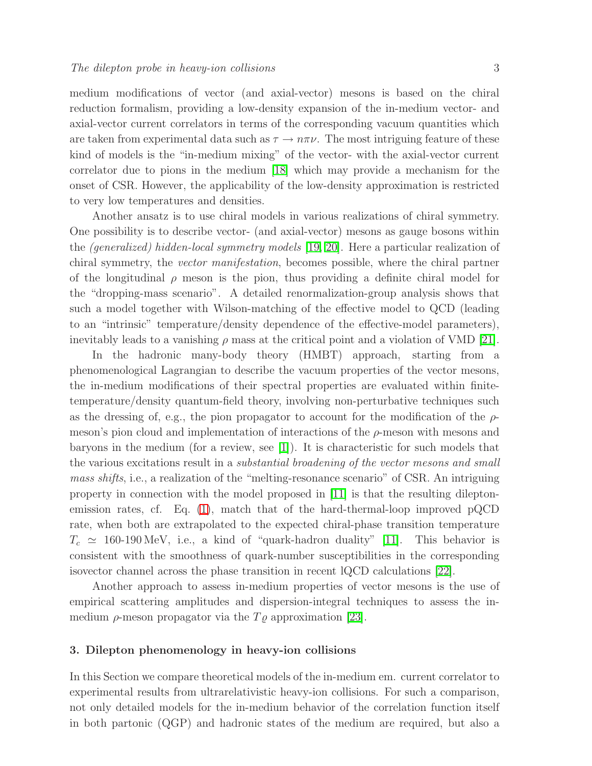medium modifications of vector (and axial-vector) mesons is based on the chiral reduction formalism, providing a low-density expansion of the in-medium vector- and axial-vector current correlators in terms of the corresponding vacuum quantities which are taken from experimental data such as $\tau \rightarrow n\pi\nu$. The most intriguing feature of these kind of models is the "in-medium mixing" of the vector- with the axial-vector current correlator due to pions in the medium [18] which may provide a mechanism for the onset of CSR. However, the applicability of the low-density approximation is restricted to very low temperatures and densities.

Another ansatz is to use chiral models in various realizations of chiral symmetry. One possibility is to describe vector- (and axial-vector) mesons as gauge bosons within the *(generalized) hidden-local symmetry models* [19, 20]. Here a particular realization of chiral symmetry, the *vector manifestation*, becomes possible, where the chiral partner of the longitudinal $\rho$ meson is the pion, thus providing a definite chiral model for the "dropping-mass scenario". A detailed renormalization-group analysis shows that such a model together with Wilson-matching of the effective model to QCD (leading to an "intrinsic" temperature/density dependence of the effective-model parameters), inevitably leads to a vanishing $\rho$ mass at the critical point and a violation of VMD [21].

In the hadronic many-body theory (HMBT) approach, starting from a phenomenological Lagrangian to describe the vacuum properties of the vector mesons, the in-medium modifications of their spectral properties are evaluated within finite-temperature/density quantum-field theory, involving non-perturbative techniques such as the dressing of, e.g., the pion propagator to account for the modification of the $\rho$-meson's pion cloud and implementation of interactions of the $\rho$-meson with mesons and baryons in the medium (for a review, see [1]). It is characteristic for such models that the various excitations result in a *substantial broadening of the vector mesons and small mass shifts*, i.e., a realization of the "melting-resonance scenario" of CSR. An intriguing property in connection with the model proposed in [11] is that the resulting dilepton-emission rates, cf. Eq. (1), match that of the hard-thermal-loop improved pQCD rate, when both are extrapolated to the expected chiral-phase transition temperature $T_c \simeq$ 160-190 MeV, i.e., a kind of "quark-hadron duality" [11]. This behavior is consistent with the smoothness of quark-number susceptibilities in the corresponding isovector channel across the phase transition in recent lQCD calculations [22].

Another approach to assess in-medium properties of vector mesons is the use of empirical scattering amplitudes and dispersion-integral techniques to assess the in-medium $\rho$-meson propagator via the $T\varrho$ approximation [23].

### 3. Dilepton phenomenology in heavy-ion collisions

In this Section we compare theoretical models of the in-medium em. current correlator to experimental results from ultrarelativistic heavy-ion collisions. For such a comparison, not only detailed models for the in-medium behavior of the correlation function itself in both partonic (QGP) and hadronic states of the medium are required, but also a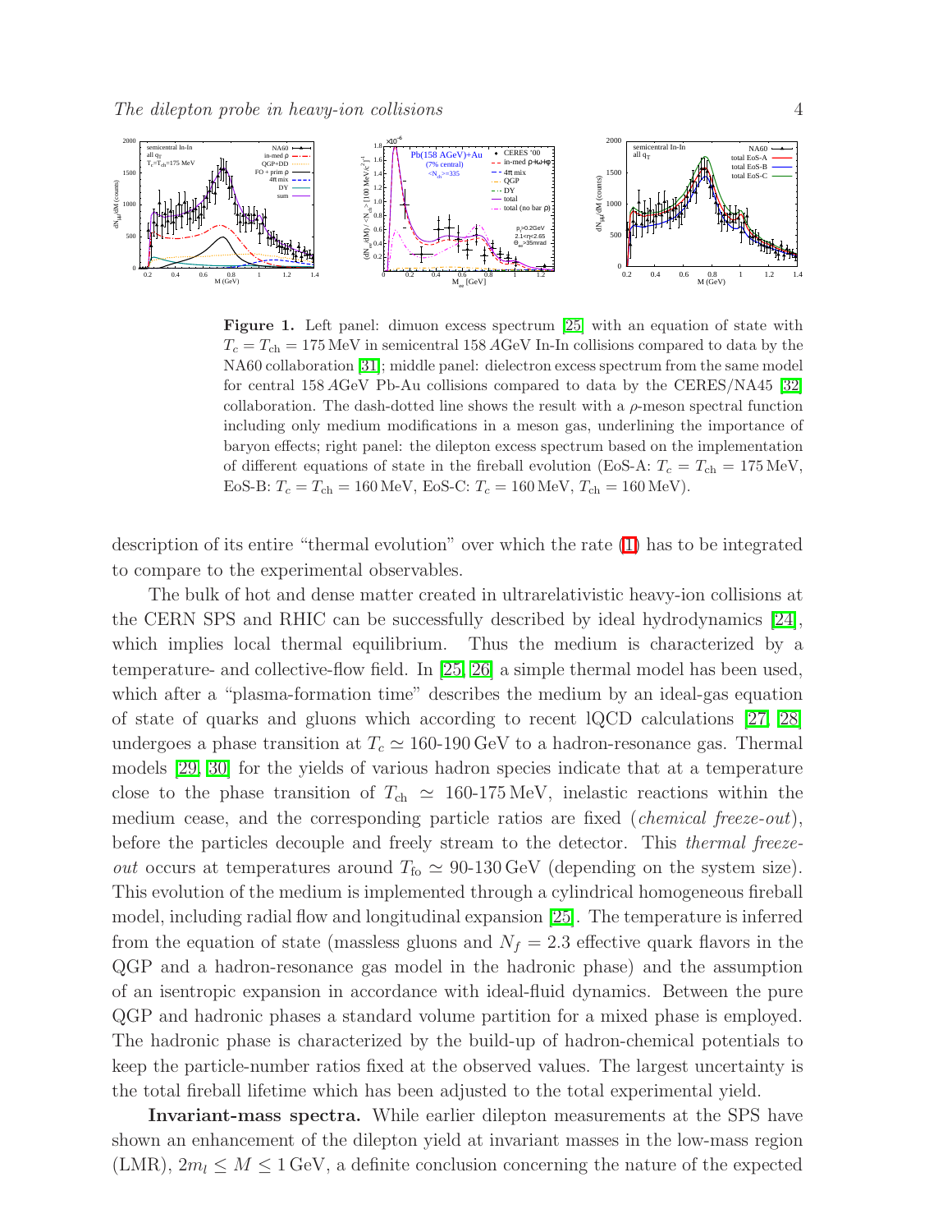**Figure 1.** Left panel: dimuon excess spectrum [25] with an equation of state with $T_c = T_{\rm ch} = 175\,$MeV in semicentral 158 $A$GeV In-In collisions compared to data by the NA60 collaboration [31]; middle panel: dielectron excess spectrum from the same model for central 158 $A$GeV Pb-Au collisions compared to data by the CERES/NA45 [32] collaboration. The dash-dotted line shows the result with a $\rho$-meson spectral function including only medium modifications in a meson gas, underlining the importance of baryon effects; right panel: the dilepton excess spectrum based on the implementation of different equations of state in the fireball evolution (EoS-A: $T_c = T_{\rm ch} = 175\,$MeV, EoS-B: $T_c = T_{\rm ch} = 160\,$MeV, EoS-C: $T_c = 160\,$MeV, $T_{\rm ch} = 160\,$MeV).

description of its entire "thermal evolution" over which the rate (1) has to be integrated to compare to the experimental observables.

The bulk of hot and dense matter created in ultrarelativistic heavy-ion collisions at the CERN SPS and RHIC can be successfully described by ideal hydrodynamics [24], which implies local thermal equilibrium. Thus the medium is characterized by a temperature- and collective-flow field. In [25, 26] a simple thermal model has been used, which after a "plasma-formation time" describes the medium by an ideal-gas equation of state of quarks and gluons which according to recent lQCD calculations [27, 28] undergoes a phase transition at $T_c \simeq$ 160-190 GeV to a hadron-resonance gas. Thermal models [29, 30] for the yields of various hadron species indicate that at a temperature close to the phase transition of $T_{\rm ch} \simeq$ 160-175 MeV, inelastic reactions within the medium cease, and the corresponding particle ratios are fixed (*chemical freeze-out*), before the particles decouple and freely stream to the detector. This *thermal freeze-out* occurs at temperatures around $T_{\rm fo} \simeq$ 90-130 GeV (depending on the system size). This evolution of the medium is implemented through a cylindrical homogeneous fireball model, including radial flow and longitudinal expansion [25]. The temperature is inferred from the equation of state (massless gluons and $N_f = 2.3$ effective quark flavors in the QGP and a hadron-resonance gas model in the hadronic phase) and the assumption of an isentropic expansion in accordance with ideal-fluid dynamics. Between the pure QGP and hadronic phases a standard volume partition for a mixed phase is employed. The hadronic phase is characterized by the build-up of hadron-chemical potentials to keep the particle-number ratios fixed at the observed values. The largest uncertainty is the total fireball lifetime which has been adjusted to the total experimental yield.

**Invariant-mass spectra.** While earlier dilepton measurements at the SPS have shown an enhancement of the dilepton yield at invariant masses in the low-mass region (LMR), $2m_l \leq M \leq 1\,$GeV, a definite conclusion concerning the nature of the expected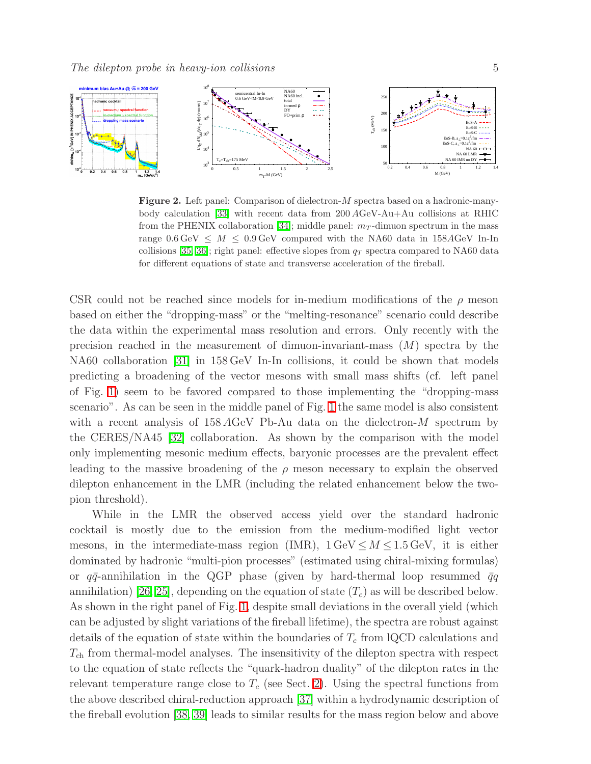**Figure 2.** Left panel: Comparison of dielectron-$M$ spectra based on a hadronic-many-body calculation [33] with recent data from 200 $A$GeV-Au+Au collisions at RHIC from the PHENIX collaboration [34]; middle panel: $m_T$-dimuon spectrum in the mass range $0.6\,\text{GeV} \leq M \leq 0.9\,\text{GeV}$ compared with the NA60 data in 158$A$GeV In-In collisions [35, 36]; right panel: effective slopes from $q_T$ spectra compared to NA60 data for different equations of state and transverse acceleration of the fireball.

CSR could not be reached since models for in-medium modifications of the $\rho$ meson based on either the "dropping-mass" or the "melting-resonance" scenario could describe the data within the experimental mass resolution and errors. Only recently with the precision reached in the measurement of dimuon-invariant-mass ($M$) spectra by the NA60 collaboration [31] in 158 GeV In-In collisions, it could be shown that models predicting a broadening of the vector mesons with small mass shifts (cf. left panel of Fig. 1) seem to be favored compared to those implementing the "dropping-mass scenario". As can be seen in the middle panel of Fig. 1 the same model is also consistent with a recent analysis of 158 $A$GeV Pb-Au data on the dielectron-$M$ spectrum by the CERES/NA45 [32] collaboration. As shown by the comparison with the model only implementing mesonic medium effects, baryonic processes are the prevalent effect leading to the massive broadening of the $\rho$ meson necessary to explain the observed dilepton enhancement in the LMR (including the related enhancement below the two-pion threshold).

While in the LMR the observed access yield over the standard hadronic cocktail is mostly due to the emission from the medium-modified light vector mesons, in the intermediate-mass region (IMR), $1\,\text{GeV} \leq M \leq 1.5\,\text{GeV}$, it is either dominated by hadronic "multi-pion processes" (estimated using chiral-mixing formulas) or $q\bar{q}$-annihilation in the QGP phase (given by hard-thermal loop resummed $\bar{q}q$ annihilation) [26, 25], depending on the equation of state ($T_c$) as will be described below. As shown in the right panel of Fig. 1, despite small deviations in the overall yield (which can be adjusted by slight variations of the fireball lifetime), the spectra are robust against details of the equation of state within the boundaries of $T_c$ from lQCD calculations and $T_{\text{ch}}$ from thermal-model analyses. The insensitivity of the dilepton spectra with respect to the equation of state reflects the "quark-hadron duality" of the dilepton rates in the relevant temperature range close to $T_c$ (see Sect. 2). Using the spectral functions from the above described chiral-reduction approach [37] within a hydrodynamic description of the fireball evolution [38, 39] leads to similar results for the mass region below and above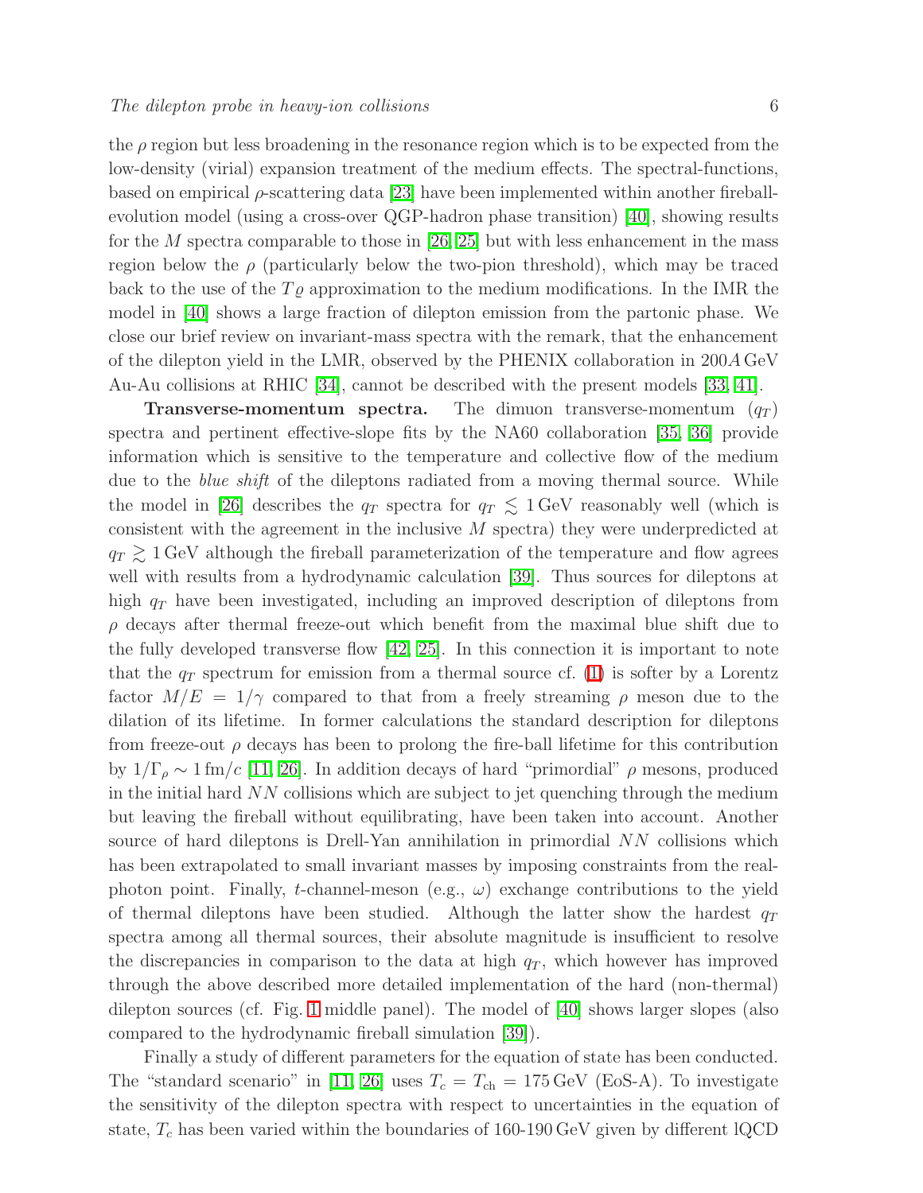the $\rho$ region but less broadening in the resonance region which is to be expected from the low-density (virial) expansion treatment of the medium effects. The spectral-functions, based on empirical $\rho$-scattering data [23] have been implemented within another fireball-evolution model (using a cross-over QGP-hadron phase transition) [40], showing results for the $M$ spectra comparable to those in [26, 25] but with less enhancement in the mass region below the $\rho$ (particularly below the two-pion threshold), which may be traced back to the use of the $T\varrho$ approximation to the medium modifications. In the IMR the model in [40] shows a large fraction of dilepton emission from the partonic phase. We close our brief review on invariant-mass spectra with the remark, that the enhancement of the dilepton yield in the LMR, observed by the PHENIX collaboration in $200A\,\text{GeV}$ Au-Au collisions at RHIC [34], cannot be described with the present models [33, 41].

**Transverse-momentum spectra.** The dimuon transverse-momentum ($q_T$) spectra and pertinent effective-slope fits by the NA60 collaboration [35, 36] provide information which is sensitive to the temperature and collective flow of the medium due to the *blue shift* of the dileptons radiated from a moving thermal source. While the model in [26] describes the $q_T$ spectra for $q_T \lesssim 1\,\text{GeV}$ reasonably well (which is consistent with the agreement in the inclusive $M$ spectra) they were underpredicted at $q_T \gtrsim 1\,\text{GeV}$ although the fireball parameterization of the temperature and flow agrees well with results from a hydrodynamic calculation [39]. Thus sources for dileptons at high $q_T$ have been investigated, including an improved description of dileptons from $\rho$ decays after thermal freeze-out which benefit from the maximal blue shift due to the fully developed transverse flow [42, 25]. In this connection it is important to note that the $q_T$ spectrum for emission from a thermal source cf. (1) is softer by a Lorentz factor $M/E = 1/\gamma$ compared to that from a freely streaming $\rho$ meson due to the dilation of its lifetime. In former calculations the standard description for dileptons from freeze-out $\rho$ decays has been to prolong the fire-ball lifetime for this contribution by $1/\Gamma_\rho \sim 1\,\text{fm}/c$ [11, 26]. In addition decays of hard "primordial" $\rho$ mesons, produced in the initial hard $NN$ collisions which are subject to jet quenching through the medium but leaving the fireball without equilibrating, have been taken into account. Another source of hard dileptons is Drell-Yan annihilation in primordial $NN$ collisions which has been extrapolated to small invariant masses by imposing constraints from the real-photon point. Finally, $t$-channel-meson (e.g., $\omega$) exchange contributions to the yield of thermal dileptons have been studied. Although the latter show the hardest $q_T$ spectra among all thermal sources, their absolute magnitude is insufficient to resolve the discrepancies in comparison to the data at high $q_T$, which however has improved through the above described more detailed implementation of the hard (non-thermal) dilepton sources (cf. Fig. 1 middle panel). The model of [40] shows larger slopes (also compared to the hydrodynamic fireball simulation [39]).

Finally a study of different parameters for the equation of state has been conducted. The "standard scenario" in [11, 26] uses $T_c = T_{\text{ch}} = 175\,\text{GeV}$ (EoS-A). To investigate the sensitivity of the dilepton spectra with respect to uncertainties in the equation of state, $T_c$ has been varied within the boundaries of 160-190 GeV given by different lQCD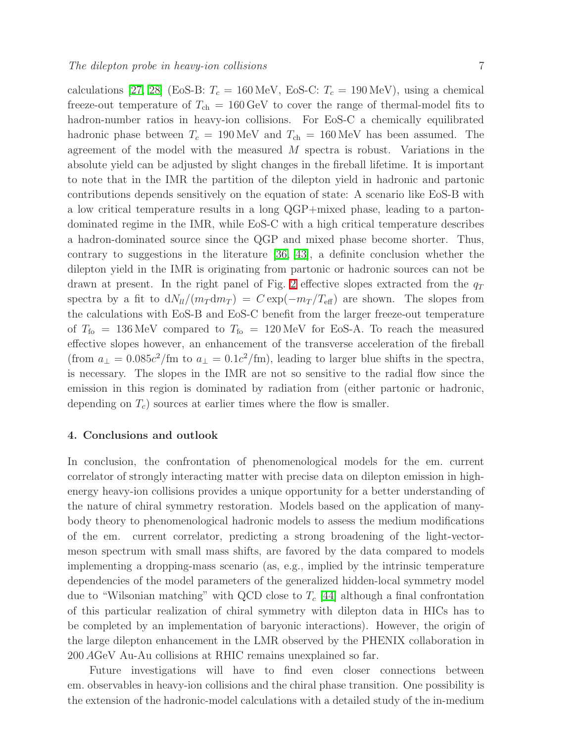calculations [27, 28] (EoS-B: $T_c = 160\,\mathrm{MeV}$, EoS-C: $T_c = 190\,\mathrm{MeV}$), using a chemical freeze-out temperature of $T_{\mathrm{ch}} = 160\,\mathrm{GeV}$ to cover the range of thermal-model fits to hadron-number ratios in heavy-ion collisions. For EoS-C a chemically equilibrated hadronic phase between $T_c = 190\,\mathrm{MeV}$ and $T_{\mathrm{ch}} = 160\,\mathrm{MeV}$ has been assumed. The agreement of the model with the measured $M$ spectra is robust. Variations in the absolute yield can be adjusted by slight changes in the fireball lifetime. It is important to note that in the IMR the partition of the dilepton yield in hadronic and partonic contributions depends sensitively on the equation of state: A scenario like EoS-B with a low critical temperature results in a long QGP+mixed phase, leading to a parton-dominated regime in the IMR, while EoS-C with a high critical temperature describes a hadron-dominated source since the QGP and mixed phase become shorter. Thus, contrary to suggestions in the literature [36, 43], a definite conclusion whether the dilepton yield in the IMR is originating from partonic or hadronic sources can not be drawn at present. In the right panel of Fig. 2 effective slopes extracted from the $q_T$ spectra by a fit to $\mathrm{d}N_{ll}/(m_T \mathrm{d}m_T) = C \exp(-m_T/T_{\mathrm{eff}})$ are shown. The slopes from the calculations with EoS-B and EoS-C benefit from the larger freeze-out temperature of $T_{\mathrm{fo}} = 136\,\mathrm{MeV}$ compared to $T_{\mathrm{fo}} = 120\,\mathrm{MeV}$ for EoS-A. To reach the measured effective slopes however, an enhancement of the transverse acceleration of the fireball (from $a_\perp = 0.085c^2/\mathrm{fm}$ to $a_\perp = 0.1c^2/\mathrm{fm}$), leading to larger blue shifts in the spectra, is necessary. The slopes in the IMR are not so sensitive to the radial flow since the emission in this region is dominated by radiation from (either partonic or hadronic, depending on $T_c$) sources at earlier times where the flow is smaller.

## 4. Conclusions and outlook

In conclusion, the confrontation of phenomenological models for the em. current correlator of strongly interacting matter with precise data on dilepton emission in high-energy heavy-ion collisions provides a unique opportunity for a better understanding of the nature of chiral symmetry restoration. Models based on the application of many-body theory to phenomenological hadronic models to assess the medium modifications of the em. current correlator, predicting a strong broadening of the light-vector-meson spectrum with small mass shifts, are favored by the data compared to models implementing a dropping-mass scenario (as, e.g., implied by the intrinsic temperature dependencies of the model parameters of the generalized hidden-local symmetry model due to "Wilsonian matching" with QCD close to $T_c$ [44] although a final confrontation of this particular realization of chiral symmetry with dilepton data in HICs has to be completed by an implementation of baryonic interactions). However, the origin of the large dilepton enhancement in the LMR observed by the PHENIX collaboration in 200 $A$GeV Au-Au collisions at RHIC remains unexplained so far.

Future investigations will have to find even closer connections between em. observables in heavy-ion collisions and the chiral phase transition. One possibility is the extension of the hadronic-model calculations with a detailed study of the in-medium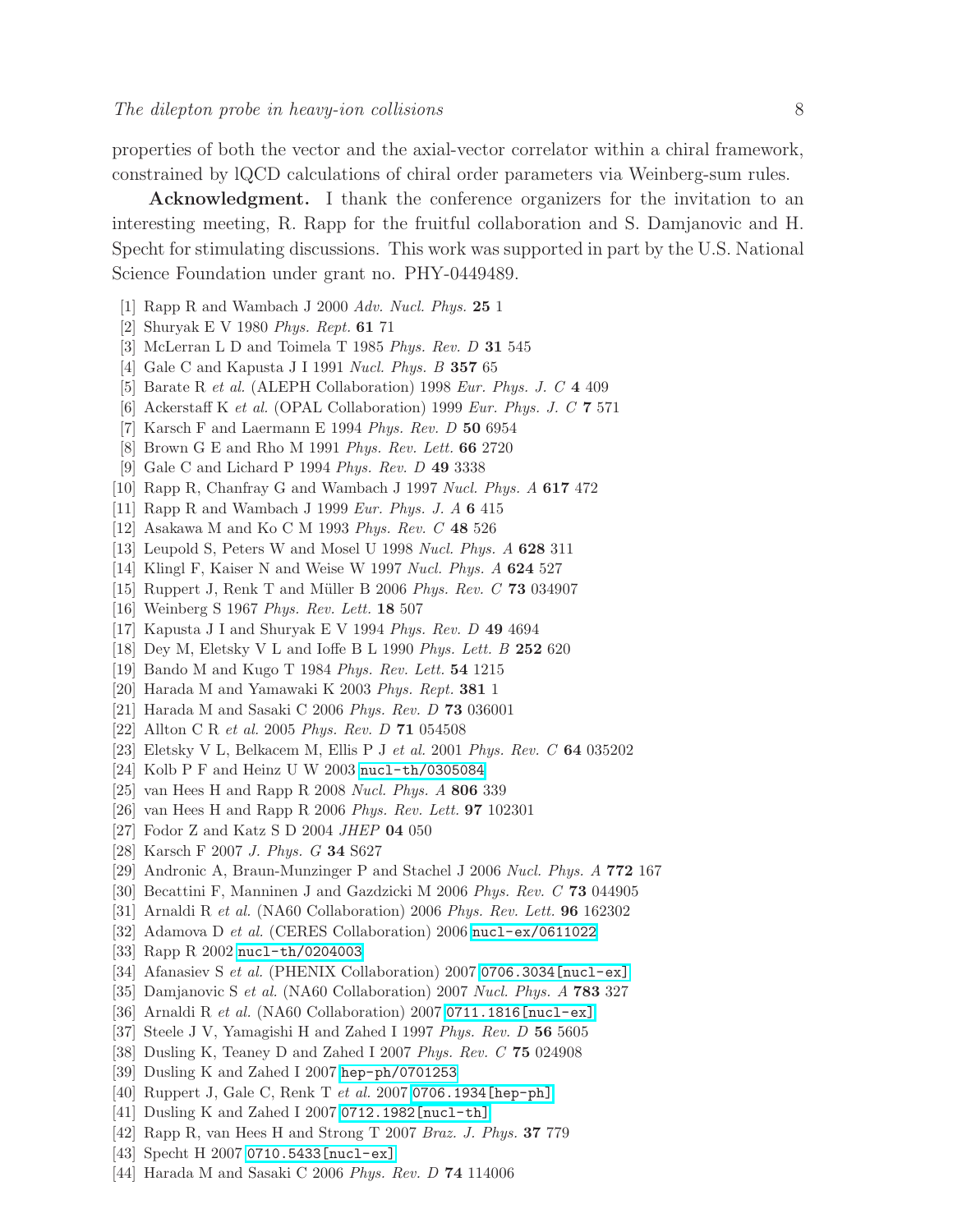properties of both the vector and the axial-vector correlator within a chiral framework, constrained by lQCD calculations of chiral order parameters via Weinberg-sum rules.

**Acknowledgment.** I thank the conference organizers for the invitation to an interesting meeting, R. Rapp for the fruitful collaboration and S. Damjanovic and H. Specht for stimulating discussions. This work was supported in part by the U.S. National Science Foundation under grant no. PHY-0449489.

[1] Rapp R and Wambach J 2000 *Adv. Nucl. Phys.* **25** 1
[2] Shuryak E V 1980 *Phys. Rept.* **61** 71
[3] McLerran L D and Toimela T 1985 *Phys. Rev. D* **31** 545
[4] Gale C and Kapusta J I 1991 *Nucl. Phys. B* **357** 65
[5] Barate R *et al.* (ALEPH Collaboration) 1998 *Eur. Phys. J. C* **4** 409
[6] Ackerstaff K *et al.* (OPAL Collaboration) 1999 *Eur. Phys. J. C* **7** 571
[7] Karsch F and Laermann E 1994 *Phys. Rev. D* **50** 6954
[8] Brown G E and Rho M 1991 *Phys. Rev. Lett.* **66** 2720
[9] Gale C and Lichard P 1994 *Phys. Rev. D* **49** 3338
[10] Rapp R, Chanfray G and Wambach J 1997 *Nucl. Phys. A* **617** 472
[11] Rapp R and Wambach J 1999 *Eur. Phys. J. A* **6** 415
[12] Asakawa M and Ko C M 1993 *Phys. Rev. C* **48** 526
[13] Leupold S, Peters W and Mosel U 1998 *Nucl. Phys. A* **628** 311
[14] Klingl F, Kaiser N and Weise W 1997 *Nucl. Phys. A* **624** 527
[15] Ruppert J, Renk T and Müller B 2006 *Phys. Rev. C* **73** 034907
[16] Weinberg S 1967 *Phys. Rev. Lett.* **18** 507
[17] Kapusta J I and Shuryak E V 1994 *Phys. Rev. D* **49** 4694
[18] Dey M, Eletsky V L and Ioffe B L 1990 *Phys. Lett. B* **252** 620
[19] Bando M and Kugo T 1984 *Phys. Rev. Lett.* **54** 1215
[20] Harada M and Yamawaki K 2003 *Phys. Rept.* **381** 1
[21] Harada M and Sasaki C 2006 *Phys. Rev. D* **73** 036001
[22] Allton C R *et al.* 2005 *Phys. Rev. D* **71** 054508
[23] Eletsky V L, Belkacem M, Ellis P J *et al.* 2001 *Phys. Rev. C* **64** 035202
[24] Kolb P F and Heinz U W 2003 nucl-th/0305084
[25] van Hees H and Rapp R 2008 *Nucl. Phys. A* **806** 339
[26] van Hees H and Rapp R 2006 *Phys. Rev. Lett.* **97** 102301
[27] Fodor Z and Katz S D 2004 *JHEP* **04** 050
[28] Karsch F 2007 *J. Phys. G* **34** S627
[29] Andronic A, Braun-Munzinger P and Stachel J 2006 *Nucl. Phys. A* **772** 167
[30] Becattini F, Manninen J and Gazdzicki M 2006 *Phys. Rev. C* **73** 044905
[31] Arnaldi R *et al.* (NA60 Collaboration) 2006 *Phys. Rev. Lett.* **96** 162302
[32] Adamova D *et al.* (CERES Collaboration) 2006 nucl-ex/0611022
[33] Rapp R 2002 nucl-th/0204003
[34] Afanasiev S *et al.* (PHENIX Collaboration) 2007 0706.3034[nucl-ex]
[35] Damjanovic S *et al.* (NA60 Collaboration) 2007 *Nucl. Phys. A* **783** 327
[36] Arnaldi R *et al.* (NA60 Collaboration) 2007 0711.1816[nucl-ex]
[37] Steele J V, Yamagishi H and Zahed I 1997 *Phys. Rev. D* **56** 5605
[38] Dusling K, Teaney D and Zahed I 2007 *Phys. Rev. C* **75** 024908
[39] Dusling K and Zahed I 2007 hep-ph/0701253
[40] Ruppert J, Gale C, Renk T *et al.* 2007 0706.1934[hep-ph]
[41] Dusling K and Zahed I 2007 0712.1982[nucl-th]
[42] Rapp R, van Hees H and Strong T 2007 *Braz. J. Phys.* **37** 779
[43] Specht H 2007 0710.5433[nucl-ex]
[44] Harada M and Sasaki C 2006 *Phys. Rev. D* **74** 114006